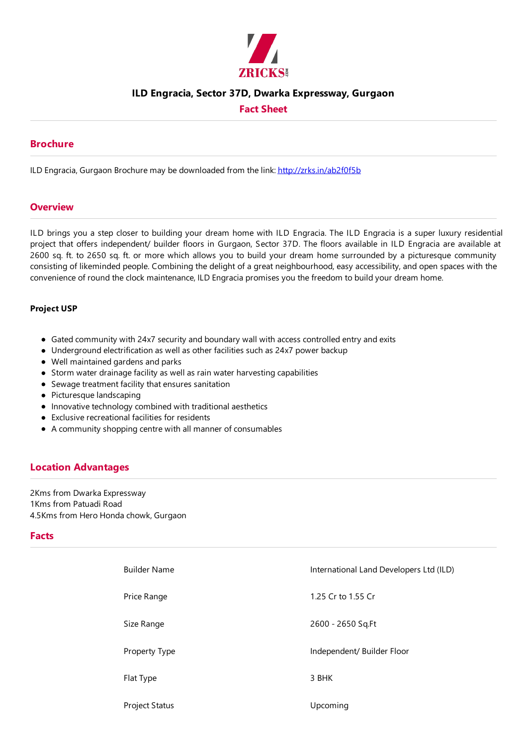# ILD Engracia, Sector 37D, Dwarka Expressway, Gurgaon

## Fact Sheet

## Brochure

ILD Engracia, Gurgaon Brochure may be downloaded from the link: [http://zrks.in/ab2f0f5b](http://zrks.in/ab2f0f5b)

## Overview

ILD brings you a step closer to building your dream home with ILD Engracia. The ILD Engracia is a super luxury residential project that offers independent/ builder floors in Gurgaon, Sector 37D. The floors available in ILD Engracia are available at 2600 sq. ft. to 2650 sq. ft. or more which allows you to build your dream home surrounded by a picturesque community consisting of likeminded people. Combining the delight of a great neighbourhood, easy accessibility, and open spaces with the convenience of round the clock maintenance, ILD Engracia promises you the freedom to build your dream home.

**Project USP**

- Gated community with 24x7 security and boundary wall with access controlled entry and exits
- Underground electrification as well as other facilities such as 24x7 power backup
- Well maintained gardens and parks
- Storm water drainage facility as well as rain water harvesting capabilities
- Sewage treatment facility that ensures sanitation
- Picturesque landscaping
- Innovative technology combined with traditional aesthetics
- Exclusive recreational facilities for residents
- A community shopping centre with all manner of consumables

## Location Advantages

2Kms from Dwarka Expressway
1Kms from Patuadi Road
4.5Kms from Hero Honda chowk, Gurgaon

## Facts

| | |
|---|---|
| Builder Name | International Land Developers Ltd (ILD) |
| Price Range | 1.25 Cr to 1.55 Cr |
| Size Range | 2600 - 2650 Sq.Ft |
| Property Type | Independent/ Builder Floor |
| Flat Type | 3 BHK |
| Project Status | Upcoming |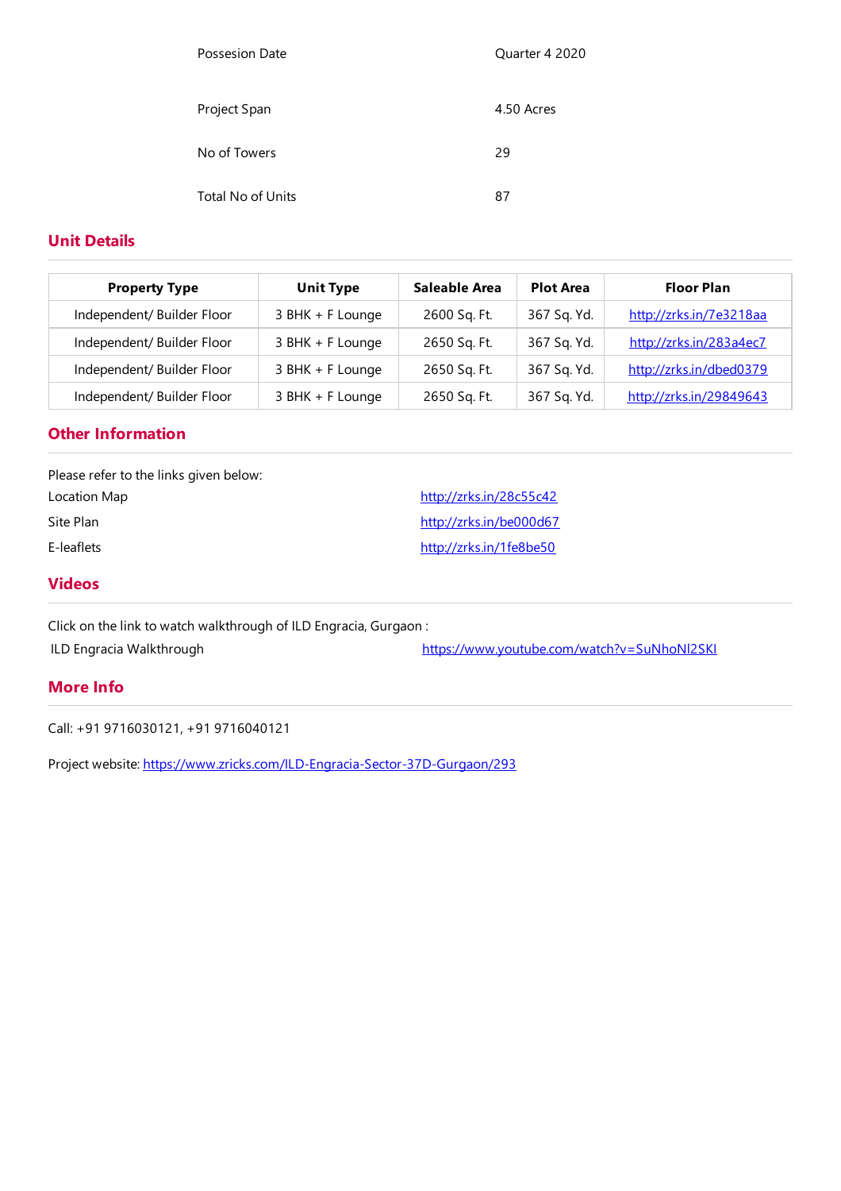| | |
|---|---|
| Possesion Date | Quarter 4 2020 |
| Project Span | 4.50 Acres |
| No of Towers | 29 |
| Total No of Units | 87 |

## Unit Details

| Property Type | Unit Type | Saleable Area | Plot Area | Floor Plan |
|---|---|---|---|---|
| Independent/ Builder Floor | 3 BHK + F Lounge | 2600 Sq. Ft. | 367 Sq. Yd. | http://zrks.in/7e3218aa |
| Independent/ Builder Floor | 3 BHK + F Lounge | 2650 Sq. Ft. | 367 Sq. Yd. | http://zrks.in/283a4ec7 |
| Independent/ Builder Floor | 3 BHK + F Lounge | 2650 Sq. Ft. | 367 Sq. Yd. | http://zrks.in/dbed0379 |
| Independent/ Builder Floor | 3 BHK + F Lounge | 2650 Sq. Ft. | 367 Sq. Yd. | http://zrks.in/29849643 |

## Other Information

Please refer to the links given below:

| | |
|---|---|
| Location Map | http://zrks.in/28c55c42 |
| Site Plan | http://zrks.in/be000d67 |
| E-leaflets | http://zrks.in/1fe8be50 |

## Videos

Click on the link to watch walkthrough of ILD Engracia, Gurgaon :

ILD Engracia Walkthrough https://www.youtube.com/watch?v=SuNhoNl2SKI

## More Info

Call: +91 9716030121, +91 9716040121

Project website: https://www.zricks.com/ILD-Engracia-Sector-37D-Gurgaon/293